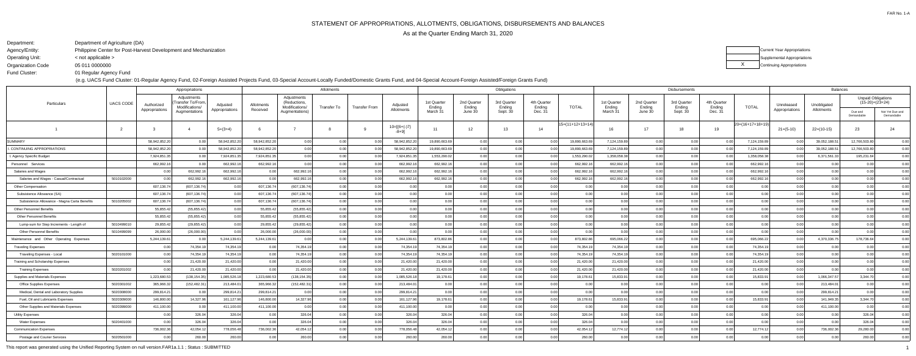FAR No. 1-A

# STATEMENT OF APPROPRIATIONS, ALLOTMENTS, OBLIGATIONS, DISBURSEMENTS AND BALANCES

As at the Quarter Ending March 31, 2020

Department: Department of Agriculture (DA)
Agency/Entity: Philippine Center for Post-Harvest Development and Mechanization
Operating Unit: < not applicable >
Organization Code: 05 011 0000000
Fund Cluster: 01 Regular Agency Fund

(e.g. UACS Fund Cluster: 01-Regular Agency Fund, 02-Foreign Assisted Projects Fund, 03-Special Account-Locally Funded/Domestic Grants Fund, and 04-Special Account-Foreign Assisted/Foreign Grants Fund)

| | Current Year Appropriations |
|---|---|
| | Supplemental Appropriations |
| X | Continuing Appropriations |

| Particulars | UACS CODE | Appropriations | | | Allotments | | | | | Obligations | | | | | Disbursements | | | | | Balances | | | |
|---|---|---|---|---|---|---|---|---|---|---|---|---|---|---|---|---|---|---|---|---|---|---|---|
| | | Authorized Appropriations | Adjustments (Transfer To/From, Modifications/ Augmentations) | Adjusted Appropriations | Allotments Received | Adjustments (Reductions, Modifications/ Augmentations) | Transfer To | Transfer From | Adjusted Allotments | 1st Quarter Ending March 31 | 2nd Quarter Ending June 30 | 3rd Quarter Ending Sept. 30 | 4th Quarter Ending Dec. 31 | TOTAL | 1st Quarter Ending March 31 | 2nd Quarter Ending June 30 | 3rd Quarter Ending Sept. 30 | 4th Quarter Ending Dec. 31 | TOTAL | Unreleased Appropriations | Unobligated Allotments | Unpaid Obligations (15-20)=(23+24) Due and Demandable | Not Yet Due and Demandable |
| 1 | 2 | 3 | 4 | 5=(3+4) | 6 | 7 | 8 | 9 | 10=[{6+(-)7}-8+9] | 11 | 12 | 13 | 14 | 15=(11+12+13+14) | 16 | 17 | 18 | 19 | 20=(16+17+18+19) | 21=(5-10) | 22=(10-15) | 23 | 24 |
| SUMMARY | | 58,942,852.20 | 0.00 | 58,942,852.20 | 58,942,852.20 | 0.00 | 0.00 | 0.00 | 58,942,852.20 | 19,890,663.69 | 0.00 | 0.00 | 0.00 | 19,890,663.69 | 7,124,159.89 | 0.00 | 0.00 | 0.00 | 7,124,159.89 | 0.00 | 39,052,188.51 | 12,766,503.80 | 0.00 |
| I. CONTINUING APPROPRIATIONS | | 58,942,852.20 | 0.00 | 58,942,852.20 | 58,942,852.20 | 0.00 | 0.00 | 0.00 | 58,942,852.20 | 19,890,663.69 | 0.00 | 0.00 | 0.00 | 19,890,663.69 | 7,124,159.89 | 0.00 | 0.00 | 0.00 | 7,124,159.89 | 0.00 | 39,052,188.51 | 12,766,503.80 | 0.00 |
| I. Agency Specific Budget | | 7,924,851.35 | 0.00 | 7,924,851.35 | 7,924,851.35 | 0.00 | 0.00 | 0.00 | 7,924,851.35 | 1,553,290.02 | 0.00 | 0.00 | 0.00 | 1,553,290.02 | 1,358,058.38 | 0.00 | 0.00 | 0.00 | 1,358,058.38 | 0.00 | 6,371,561.33 | 195,231.64 | 0.00 |
| Personnel Services | | 662,992.16 | 0.00 | 662,992.16 | 662,992.16 | 0.00 | 0.00 | 0.00 | 662,992.16 | 662,992.16 | 0.00 | 0.00 | 0.00 | 662,992.16 | 662,992.16 | 0.00 | 0.00 | 0.00 | 662,992.16 | 0.00 | 0.00 | 0.00 | 0.00 |
| Salaries and Wages | | 0.00 | 662,992.16 | 662,992.16 | 0.00 | 662,992.16 | 0.00 | 0.00 | 662,992.16 | 662,992.16 | 0.00 | 0.00 | 0.00 | 662,992.16 | 662,992.16 | 0.00 | 0.00 | 0.00 | 662,992.16 | 0.00 | 0.00 | 0.00 | 0.00 |
| Salaries and Wages - Casual/Contractual | 5010102000 | 0.00 | 662,992.16 | 662,992.16 | 0.00 | 662,992.16 | 0.00 | 0.00 | 662,992.16 | 662,992.16 | 0.00 | 0.00 | 0.00 | 662,992.16 | 662,992.16 | 0.00 | 0.00 | 0.00 | 662,992.16 | 0.00 | 0.00 | 0.00 | 0.00 |
| Other Compensation | | 607,136.74 | (607,136.74) | 0.00 | 607,136.74 | (607,136.74) | 0.00 | 0.00 | 0.00 | 0.00 | 0.00 | 0.00 | 0.00 | 0.00 | 0.00 | 0.00 | 0.00 | 0.00 | 0.00 | 0.00 | 0.00 | 0.00 | 0.00 |
| Subsistence Allowance (SA) | | 607,136.74 | (607,136.74) | 0.00 | 607,136.74 | (607,136.74) | 0.00 | 0.00 | 0.00 | 0.00 | 0.00 | 0.00 | 0.00 | 0.00 | 0.00 | 0.00 | 0.00 | 0.00 | 0.00 | 0.00 | 0.00 | 0.00 | 0.00 |
| Subsistence Allowance - Magna Carta Benefits | 5010205002 | 607,136.74 | (607,136.74) | 0.00 | 607,136.74 | (607,136.74) | 0.00 | 0.00 | 0.00 | 0.00 | 0.00 | 0.00 | 0.00 | 0.00 | 0.00 | 0.00 | 0.00 | 0.00 | 0.00 | 0.00 | 0.00 | 0.00 | 0.00 |
| Other Personnel Benefits | | 55,855.42 | (55,855.42) | 0.00 | 55,855.42 | (55,855.42) | 0.00 | 0.00 | 0.00 | 0.00 | 0.00 | 0.00 | 0.00 | 0.00 | 0.00 | 0.00 | 0.00 | 0.00 | 0.00 | 0.00 | 0.00 | 0.00 | 0.00 |
| Other Personnel Benefits | | 55,855.42 | (55,855.42) | 0.00 | 55,855.42 | (55,855.42) | 0.00 | 0.00 | 0.00 | 0.00 | 0.00 | 0.00 | 0.00 | 0.00 | 0.00 | 0.00 | 0.00 | 0.00 | 0.00 | 0.00 | 0.00 | 0.00 | 0.00 |
| Lump-sum for Step Increments - Length of | 5010499010 | 29,855.42 | (29,855.42) | 0.00 | 29,855.42 | (29,855.42) | 0.00 | 0.00 | 0.00 | 0.00 | 0.00 | 0.00 | 0.00 | 0.00 | 0.00 | 0.00 | 0.00 | 0.00 | 0.00 | 0.00 | 0.00 | 0.00 | 0.00 |
| Other Personnel Benefits | 5010499099 | 26,000.00 | (26,000.00) | 0.00 | 26,000.00 | (26,000.00) | 0.00 | 0.00 | 0.00 | 0.00 | 0.00 | 0.00 | 0.00 | 0.00 | 0.00 | 0.00 | 0.00 | 0.00 | 0.00 | 0.00 | 0.00 | 0.00 | 0.00 |
| Maintenance and Other Operating Expenses | | 5,244,139.61 | 0.00 | 5,244,139.61 | 5,244,139.61 | 0.00 | 0.00 | 0.00 | 5,244,139.61 | 873,802.86 | 0.00 | 0.00 | 0.00 | 873,802.86 | 695,066.22 | 0.00 | 0.00 | 0.00 | 695,066.22 | 0.00 | 4,370,336.75 | 178,736.64 | 0.00 |
| Traveling Expenses | | 0.00 | 74,354.19 | 74,354.19 | 0.00 | 74,354.19 | 0.00 | 0.00 | 74,354.19 | 74,354.19 | 0.00 | 0.00 | 0.00 | 74,354.19 | 74,354.19 | 0.00 | 0.00 | 0.00 | 74,354.19 | 0.00 | 0.00 | 0.00 | 0.00 |
| Traveling Expenses - Local | 5020101000 | 0.00 | 74,354.19 | 74,354.19 | 0.00 | 74,354.19 | 0.00 | 0.00 | 74,354.19 | 74,354.19 | 0.00 | 0.00 | 0.00 | 74,354.19 | 74,354.19 | 0.00 | 0.00 | 0.00 | 74,354.19 | 0.00 | 0.00 | 0.00 | 0.00 |
| Training and Scholarship Expenses | | 0.00 | 21,420.00 | 21,420.00 | 0.00 | 21,420.00 | 0.00 | 0.00 | 21,420.00 | 21,420.00 | 0.00 | 0.00 | 0.00 | 21,420.00 | 21,420.00 | 0.00 | 0.00 | 0.00 | 21,420.00 | 0.00 | 0.00 | 0.00 | 0.00 |
| Training Expenses | 5020201002 | 0.00 | 21,420.00 | 21,420.00 | 0.00 | 21,420.00 | 0.00 | 0.00 | 21,420.00 | 21,420.00 | 0.00 | 0.00 | 0.00 | 21,420.00 | 21,420.00 | 0.00 | 0.00 | 0.00 | 21,420.00 | 0.00 | 0.00 | 0.00 | 0.00 |
| Supplies and Materials Expenses | | 1,223,680.53 | (138,154.35) | 1,085,526.18 | 1,223,680.53 | (138,154.35) | 0.00 | 0.00 | 1,085,526.18 | 19,178.61 | 0.00 | 0.00 | 0.00 | 19,178.61 | 15,833.91 | 0.00 | 0.00 | 0.00 | 15,833.91 | 0.00 | 1,066,347.57 | 3,344.70 | 0.00 |
| Office Supplies Expenses | 5020301002 | 365,966.32 | (152,482.31) | 213,484.01 | 365,966.32 | (152,482.31) | 0.00 | 0.00 | 213,484.01 | 0.00 | 0.00 | 0.00 | 0.00 | 0.00 | 0.00 | 0.00 | 0.00 | 0.00 | 0.00 | 0.00 | 213,484.01 | 0.00 | 0.00 |
| Medical, Dental and Laboratory Supplies | 5020308000 | 299,814.21 | 0.00 | 299,814.21 | 299,814.21 | 0.00 | 0.00 | 0.00 | 299,814.21 | 0.00 | 0.00 | 0.00 | 0.00 | 0.00 | 0.00 | 0.00 | 0.00 | 0.00 | 0.00 | 0.00 | 299,814.21 | 0.00 | 0.00 |
| Fuel, Oil and Lubricants Expenses | 5020309000 | 146,800.00 | 14,327.96 | 161,127.96 | 146,800.00 | 14,327.96 | 0.00 | 0.00 | 161,127.96 | 19,178.61 | 0.00 | 0.00 | 0.00 | 19,178.61 | 15,833.91 | 0.00 | 0.00 | 0.00 | 15,833.91 | 0.00 | 141,949.35 | 3,344.70 | 0.00 |
| Other Supplies and Materials Expenses | 5020399000 | 411,100.00 | 0.00 | 411,100.00 | 411,100.00 | 0.00 | 0.00 | 0.00 | 411,100.00 | 0.00 | 0.00 | 0.00 | 0.00 | 0.00 | 0.00 | 0.00 | 0.00 | 0.00 | 0.00 | 0.00 | 411,100.00 | 0.00 | 0.00 |
| Utility Expenses | | 0.00 | 326.04 | 326.04 | 0.00 | 326.04 | 0.00 | 0.00 | 326.04 | 326.04 | 0.00 | 0.00 | 0.00 | 326.04 | 0.00 | 0.00 | 0.00 | 0.00 | 0.00 | 0.00 | 0.00 | 326.04 | 0.00 |
| Water Expenses | 5020401000 | 0.00 | 326.04 | 326.04 | 0.00 | 326.04 | 0.00 | 0.00 | 326.04 | 326.04 | 0.00 | 0.00 | 0.00 | 326.04 | 0.00 | 0.00 | 0.00 | 0.00 | 0.00 | 0.00 | 0.00 | 326.04 | 0.00 |
| Communication Expenses | | 736,002.36 | 42,054.12 | 778,056.48 | 736,002.36 | 42,054.12 | 0.00 | 0.00 | 778,056.48 | 42,054.12 | 0.00 | 0.00 | 0.00 | 42,054.12 | 12,774.12 | 0.00 | 0.00 | 0.00 | 12,774.12 | 0.00 | 736,002.36 | 29,280.00 | 0.00 |
| Postage and Courier Services | 5020501000 | 0.00 | 260.00 | 260.00 | 0.00 | 260.00 | 0.00 | 0.00 | 260.00 | 260.00 | 0.00 | 0.00 | 0.00 | 260.00 | 0.00 | 0.00 | 0.00 | 0.00 | 0.00 | 0.00 | 0.00 | 260.00 | 0.00 |

This report was generated using the Unified Reporting System on null version.FAR1a.1.1 ; Status : SUBMITTED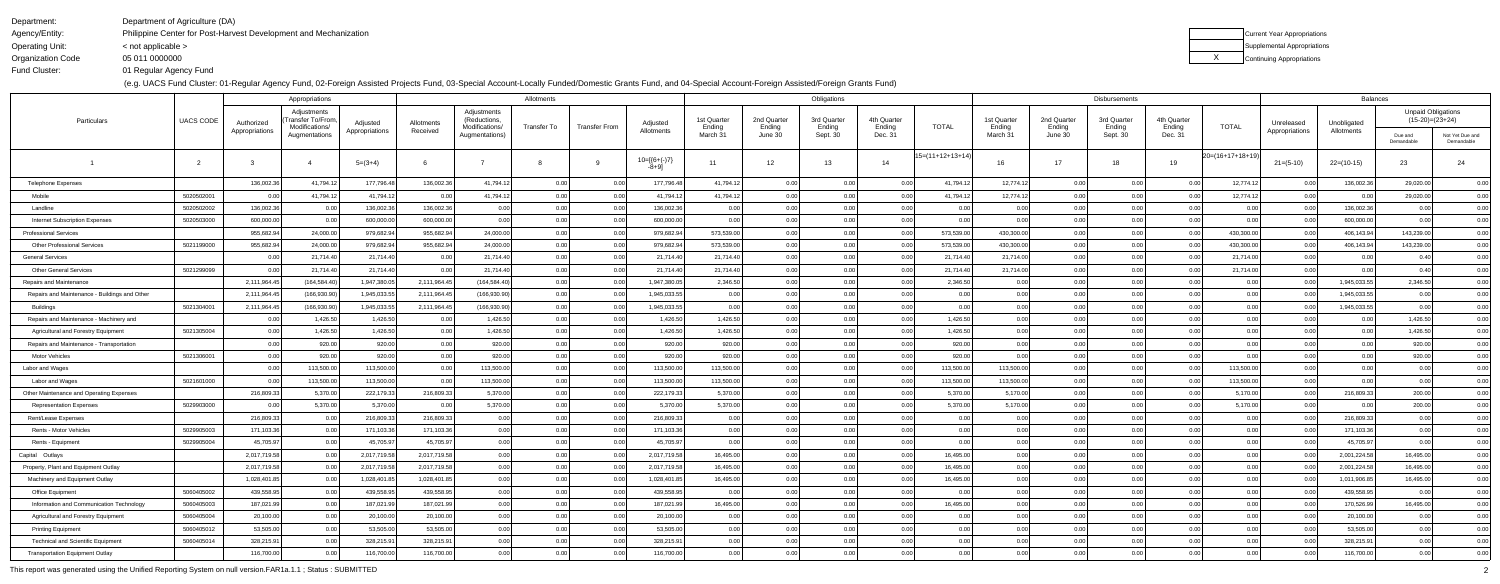Department: Department of Agriculture (DA)
Agency/Entity: Philippine Center for Post-Harvest Development and Mechanization
Operating Unit: < not applicable >
Organization Code 05 011 0000000
Fund Cluster: 01 Regular Agency Fund

(e.g. UACS Fund Cluster: 01-Regular Agency Fund, 02-Foreign Assisted Projects Fund, 03-Special Account-Locally Funded/Domestic Grants Fund, and 04-Special Account-Foreign Assisted/Foreign Grants Fund)

| | Current Year Appropriations |
|---|---|
| | Supplemental Appropriations |
| X | Continuing Appropriations |

| Particulars | UACS CODE | Appropriations | | | Allotments | | | | | Obligations | | | | | Disbursements | | | | | Balances | | | |
|---|---|---|---|---|---|---|---|---|---|---|---|---|---|---|---|---|---|---|---|---|---|---|---|
| | | Authorized Appropriations | Adjustments (Transfer To/From, Modifications/ Augmentations) | Adjusted Appropriations | Allotments Received | Adjustments (Reductions, Modifications/ Augmentations) | Transfer To | Transfer From | Adjusted Allotments | 1st Quarter Ending March 31 | 2nd Quarter Ending June 30 | 3rd Quarter Ending Sept. 30 | 4th Quarter Ending Dec. 31 | TOTAL | 1st Quarter Ending March 31 | 2nd Quarter Ending June 30 | 3rd Quarter Ending Sept. 30 | 4th Quarter Ending Dec. 31 | TOTAL | Unreleased Appropriations | Unobligated Allotments | Unpaid Obligations (15-20)=(23+24) Due and Demandable | Unpaid Obligations (15-20)=(23+24) Not Yet Due and Demandable |
| 1 | 2 | 3 | 4 | 5=(3+4) | 6 | 7 | 8 | 9 | 10=[{6+(-)7} -8+9] | 11 | 12 | 13 | 14 | 15=(11+12+13+14) | 16 | 17 | 18 | 19 | 20=(16+17+18+19) | 21=(5-10) | 22=(10-15) | 23 | 24 |
| Telephone Expenses | | 136,002.36 | 41,794.12 | 177,796.48 | 136,002.36 | 41,794.12 | 0.00 | 0.00 | 177,796.48 | 41,794.12 | 0.00 | 0.00 | 0.00 | 41,794.12 | 12,774.12 | 0.00 | 0.00 | 0.00 | 12,774.12 | 0.00 | 136,002.36 | 29,020.00 | 0.00 |
| Mobile | 5020502001 | 0.00 | 41,794.12 | 41,794.12 | 0.00 | 41,794.12 | 0.00 | 0.00 | 41,794.12 | 41,794.12 | 0.00 | 0.00 | 0.00 | 41,794.12 | 12,774.12 | 0.00 | 0.00 | 0.00 | 12,774.12 | 0.00 | 0.00 | 29,020.00 | 0.00 |
| Landline | 5020502002 | 136,002.36 | 0.00 | 136,002.36 | 136,002.36 | 0.00 | 0.00 | 0.00 | 136,002.36 | 0.00 | 0.00 | 0.00 | 0.00 | 0.00 | 0.00 | 0.00 | 0.00 | 0.00 | 0.00 | 0.00 | 136,002.36 | 0.00 | 0.00 |
| Internet Subscription Expenses | 5020503000 | 600,000.00 | 0.00 | 600,000.00 | 600,000.00 | 0.00 | 0.00 | 0.00 | 600,000.00 | 0.00 | 0.00 | 0.00 | 0.00 | 0.00 | 0.00 | 0.00 | 0.00 | 0.00 | 0.00 | 0.00 | 600,000.00 | 0.00 | 0.00 |
| Professional Services | | 955,682.94 | 24,000.00 | 979,682.94 | 955,682.94 | 24,000.00 | 0.00 | 0.00 | 979,682.94 | 573,539.00 | 0.00 | 0.00 | 0.00 | 573,539.00 | 430,300.00 | 0.00 | 0.00 | 0.00 | 430,300.00 | 0.00 | 406,143.94 | 143,239.00 | 0.00 |
| Other Professional Services | 5021199000 | 955,682.94 | 24,000.00 | 979,682.94 | 955,682.94 | 24,000.00 | 0.00 | 0.00 | 979,682.94 | 573,539.00 | 0.00 | 0.00 | 0.00 | 573,539.00 | 430,300.00 | 0.00 | 0.00 | 0.00 | 430,300.00 | 0.00 | 406,143.94 | 143,239.00 | 0.00 |
| General Services | | 0.00 | 21,714.40 | 21,714.40 | 0.00 | 21,714.40 | 0.00 | 0.00 | 21,714.40 | 21,714.40 | 0.00 | 0.00 | 0.00 | 21,714.40 | 21,714.00 | 0.00 | 0.00 | 0.00 | 21,714.00 | 0.00 | 0.00 | 0.40 | 0.00 |
| Other General Services | 5021299099 | 0.00 | 21,714.40 | 21,714.40 | 0.00 | 21,714.40 | 0.00 | 0.00 | 21,714.40 | 21,714.40 | 0.00 | 0.00 | 0.00 | 21,714.40 | 21,714.00 | 0.00 | 0.00 | 0.00 | 21,714.00 | 0.00 | 0.00 | 0.40 | 0.00 |
| Repairs and Maintenance | | 2,111,964.45 | (164,584.40) | 1,947,380.05 | 2,111,964.45 | (164,584.40) | 0.00 | 0.00 | 1,947,380.05 | 2,346.50 | 0.00 | 0.00 | 0.00 | 2,346.50 | 0.00 | 0.00 | 0.00 | 0.00 | 0.00 | 0.00 | 1,945,033.55 | 2,346.50 | 0.00 |
| Repairs and Maintenance - Buildings and Other | | 2,111,964.45 | (166,930.90) | 1,945,033.55 | 2,111,964.45 | (166,930.90) | 0.00 | 0.00 | 1,945,033.55 | 0.00 | 0.00 | 0.00 | 0.00 | 0.00 | 0.00 | 0.00 | 0.00 | 0.00 | 0.00 | 0.00 | 1,945,033.55 | 0.00 | 0.00 |
| Buildings | 5021304001 | 2,111,964.45 | (166,930.90) | 1,945,033.55 | 2,111,964.45 | (166,930.90) | 0.00 | 0.00 | 1,945,033.55 | 0.00 | 0.00 | 0.00 | 0.00 | 0.00 | 0.00 | 0.00 | 0.00 | 0.00 | 0.00 | 0.00 | 1,945,033.55 | 0.00 | 0.00 |
| Repairs and Maintenance - Machinery and | | 0.00 | 1,426.50 | 1,426.50 | 0.00 | 1,426.50 | 0.00 | 0.00 | 1,426.50 | 1,426.50 | 0.00 | 0.00 | 0.00 | 1,426.50 | 0.00 | 0.00 | 0.00 | 0.00 | 0.00 | 0.00 | 0.00 | 1,426.50 | 0.00 |
| Agricultural and Forestry Equipment | 5021305004 | 0.00 | 1,426.50 | 1,426.50 | 0.00 | 1,426.50 | 0.00 | 0.00 | 1,426.50 | 1,426.50 | 0.00 | 0.00 | 0.00 | 1,426.50 | 0.00 | 0.00 | 0.00 | 0.00 | 0.00 | 0.00 | 0.00 | 1,426.50 | 0.00 |
| Repairs and Maintenance - Transportation | | 0.00 | 920.00 | 920.00 | 0.00 | 920.00 | 0.00 | 0.00 | 920.00 | 920.00 | 0.00 | 0.00 | 0.00 | 920.00 | 0.00 | 0.00 | 0.00 | 0.00 | 0.00 | 0.00 | 0.00 | 920.00 | 0.00 |
| Motor Vehicles | 5021306001 | 0.00 | 920.00 | 920.00 | 0.00 | 920.00 | 0.00 | 0.00 | 920.00 | 920.00 | 0.00 | 0.00 | 0.00 | 920.00 | 0.00 | 0.00 | 0.00 | 0.00 | 0.00 | 0.00 | 0.00 | 920.00 | 0.00 |
| Labor and Wages | | 0.00 | 113,500.00 | 113,500.00 | 0.00 | 113,500.00 | 0.00 | 0.00 | 113,500.00 | 113,500.00 | 0.00 | 0.00 | 0.00 | 113,500.00 | 113,500.00 | 0.00 | 0.00 | 0.00 | 113,500.00 | 0.00 | 0.00 | 0.00 | 0.00 |
| Labor and Wages | 5021601000 | 0.00 | 113,500.00 | 113,500.00 | 0.00 | 113,500.00 | 0.00 | 0.00 | 113,500.00 | 113,500.00 | 0.00 | 0.00 | 0.00 | 113,500.00 | 113,500.00 | 0.00 | 0.00 | 0.00 | 113,500.00 | 0.00 | 0.00 | 0.00 | 0.00 |
| Other Maintenance and Operating Expenses | | 216,809.33 | 5,370.00 | 222,179.33 | 216,809.33 | 5,370.00 | 0.00 | 0.00 | 222,179.33 | 5,370.00 | 0.00 | 0.00 | 0.00 | 5,370.00 | 5,170.00 | 0.00 | 0.00 | 0.00 | 5,170.00 | 0.00 | 216,809.33 | 200.00 | 0.00 |
| Representation Expenses | 5029903000 | 0.00 | 5,370.00 | 5,370.00 | 0.00 | 5,370.00 | 0.00 | 0.00 | 5,370.00 | 5,370.00 | 0.00 | 0.00 | 0.00 | 5,370.00 | 5,170.00 | 0.00 | 0.00 | 0.00 | 5,170.00 | 0.00 | 0.00 | 200.00 | 0.00 |
| Rent/Lease Expenses | | 216,809.33 | 0.00 | 216,809.33 | 216,809.33 | 0.00 | 0.00 | 0.00 | 216,809.33 | 0.00 | 0.00 | 0.00 | 0.00 | 0.00 | 0.00 | 0.00 | 0.00 | 0.00 | 0.00 | 0.00 | 216,809.33 | 0.00 | 0.00 |
| Rents - Motor Vehicles | 5029905003 | 171,103.36 | 0.00 | 171,103.36 | 171,103.36 | 0.00 | 0.00 | 0.00 | 171,103.36 | 0.00 | 0.00 | 0.00 | 0.00 | 0.00 | 0.00 | 0.00 | 0.00 | 0.00 | 0.00 | 0.00 | 171,103.36 | 0.00 | 0.00 |
| Rents - Equipment | 5029905004 | 45,705.97 | 0.00 | 45,705.97 | 45,705.97 | 0.00 | 0.00 | 0.00 | 45,705.97 | 0.00 | 0.00 | 0.00 | 0.00 | 0.00 | 0.00 | 0.00 | 0.00 | 0.00 | 0.00 | 0.00 | 45,705.97 | 0.00 | 0.00 |
| Capital Outlays | | 2,017,719.58 | 0.00 | 2,017,719.58 | 2,017,719.58 | 0.00 | 0.00 | 0.00 | 2,017,719.58 | 16,495.00 | 0.00 | 0.00 | 0.00 | 16,495.00 | 0.00 | 0.00 | 0.00 | 0.00 | 0.00 | 0.00 | 2,001,224.58 | 16,495.00 | 0.00 |
| Property, Plant and Equipment Outlay | | 2,017,719.58 | 0.00 | 2,017,719.58 | 2,017,719.58 | 0.00 | 0.00 | 0.00 | 2,017,719.58 | 16,495.00 | 0.00 | 0.00 | 0.00 | 16,495.00 | 0.00 | 0.00 | 0.00 | 0.00 | 0.00 | 0.00 | 2,001,224.58 | 16,495.00 | 0.00 |
| Machinery and Equipment Outlay | | 1,028,401.85 | 0.00 | 1,028,401.85 | 1,028,401.85 | 0.00 | 0.00 | 0.00 | 1,028,401.85 | 16,495.00 | 0.00 | 0.00 | 0.00 | 16,495.00 | 0.00 | 0.00 | 0.00 | 0.00 | 0.00 | 0.00 | 1,011,906.85 | 16,495.00 | 0.00 |
| Office Equipment | 5060405002 | 439,558.95 | 0.00 | 439,558.95 | 439,558.95 | 0.00 | 0.00 | 0.00 | 439,558.95 | 0.00 | 0.00 | 0.00 | 0.00 | 0.00 | 0.00 | 0.00 | 0.00 | 0.00 | 0.00 | 0.00 | 439,558.95 | 0.00 | 0.00 |
| Information and Communication Technology | 5060405003 | 187,021.99 | 0.00 | 187,021.99 | 187,021.99 | 0.00 | 0.00 | 0.00 | 187,021.99 | 16,495.00 | 0.00 | 0.00 | 0.00 | 16,495.00 | 0.00 | 0.00 | 0.00 | 0.00 | 0.00 | 0.00 | 170,526.99 | 16,495.00 | 0.00 |
| Agricultural and Forestry Equipment | 5060405004 | 20,100.00 | 0.00 | 20,100.00 | 20,100.00 | 0.00 | 0.00 | 0.00 | 20,100.00 | 0.00 | 0.00 | 0.00 | 0.00 | 0.00 | 0.00 | 0.00 | 0.00 | 0.00 | 0.00 | 0.00 | 20,100.00 | 0.00 | 0.00 |
| Printing Equipment | 5060405012 | 53,505.00 | 0.00 | 53,505.00 | 53,505.00 | 0.00 | 0.00 | 0.00 | 53,505.00 | 0.00 | 0.00 | 0.00 | 0.00 | 0.00 | 0.00 | 0.00 | 0.00 | 0.00 | 0.00 | 0.00 | 53,505.00 | 0.00 | 0.00 |
| Technical and Scientific Equipment | 5060405014 | 328,215.91 | 0.00 | 328,215.91 | 328,215.91 | 0.00 | 0.00 | 0.00 | 328,215.91 | 0.00 | 0.00 | 0.00 | 0.00 | 0.00 | 0.00 | 0.00 | 0.00 | 0.00 | 0.00 | 0.00 | 328,215.91 | 0.00 | 0.00 |
| Transportation Equipment Outlay | | 116,700.00 | 0.00 | 116,700.00 | 116,700.00 | 0.00 | 0.00 | 0.00 | 116,700.00 | 0.00 | 0.00 | 0.00 | 0.00 | 0.00 | 0.00 | 0.00 | 0.00 | 0.00 | 0.00 | 0.00 | 116,700.00 | 0.00 | 0.00 |

This report was generated using the Unified Reporting System on null version.FAR1a.1.1 ; Status : SUBMITTED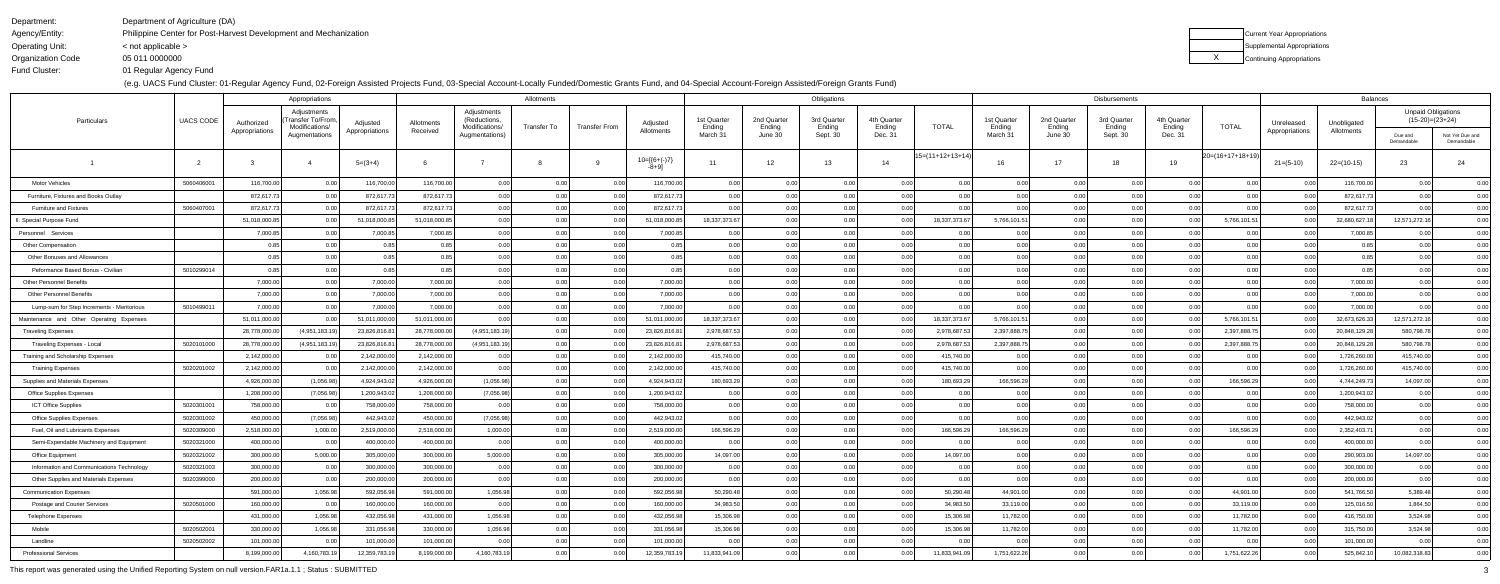Department: Department of Agriculture (DA)
Agency/Entity: Philippine Center for Post-Harvest Development and Mechanization
Operating Unit: < not applicable >
Organization Code: 05 011 0000000
Fund Cluster: 01 Regular Agency Fund

| | Current Year Appropriations |
|---|---|
| | Supplemental Appropriations |
| X | Continuing Appropriations |

(e.g. UACS Fund Cluster: 01-Regular Agency Fund, 02-Foreign Assisted Projects Fund, 03-Special Account-Locally Funded/Domestic Grants Fund, and 04-Special Account-Foreign Assisted/Foreign Grants Fund)

| Particulars | UACS CODE | Appropriations | | | Allotments | | | | | Obligations | | | | | Disbursements | | | | | Balances | | | |
|---|---|---|---|---|---|---|---|---|---|---|---|---|---|---|---|---|---|---|---|---|---|---|---|
| | | Authorized Appropriations | Adjustments (Transfer To/From, Modifications/ Augmentations | Adjusted Appropriations | Allotments Received | Adjustments (Reductions, Modifications/ Augmentations) | Transfer To | Transfer From | Adjusted Allotments | 1st Quarter Ending March 31 | 2nd Quarter Ending June 30 | 3rd Quarter Ending Sept. 30 | 4th Quarter Ending Dec. 31 | TOTAL | 1st Quarter Ending March 31 | 2nd Quarter Ending June 30 | 3rd Quarter Ending Sept. 30 | 4th Quarter Ending Dec. 31 | TOTAL | Unreleased Appropriations | Unobligated Allotments | Unpaid Obligations (15-20)=(23+24) Due and Demandable | Not Yet Due and Demandable |
| 1 | 2 | 3 | 4 | 5=(3+4) | 6 | 7 | 8 | 9 | 10=[{6+(-)7}-8+9] | 11 | 12 | 13 | 14 | 15=(11+12+13+14) | 16 | 17 | 18 | 19 | 20=(16+17+18+19) | 21=(5-10) | 22=(10-15) | 23 | 24 |
| Motor Vehicles | 5060406001 | 116,700.00 | 0.00 | 116,700.00 | 116,700.00 | 0.00 | 0.00 | 0.00 | 116,700.00 | 0.00 | 0.00 | 0.00 | 0.00 | 0.00 | 0.00 | 0.00 | 0.00 | 0.00 | 0.00 | 0.00 | 116,700.00 | 0.00 | 0.00 |
| Furniture, Fixtures and Books Outlay | | 872,617.73 | 0.00 | 872,617.73 | 872,617.73 | 0.00 | 0.00 | 0.00 | 872,617.73 | 0.00 | 0.00 | 0.00 | 0.00 | 0.00 | 0.00 | 0.00 | 0.00 | 0.00 | 0.00 | 0.00 | 872,617.73 | 0.00 | 0.00 |
| Furniture and Fixtures | 5060407001 | 872,617.73 | 0.00 | 872,617.73 | 872,617.73 | 0.00 | 0.00 | 0.00 | 872,617.73 | 0.00 | 0.00 | 0.00 | 0.00 | 0.00 | 0.00 | 0.00 | 0.00 | 0.00 | 0.00 | 0.00 | 872,617.73 | 0.00 | 0.00 |
| II. Special Purpose Fund | | 51,018,000.85 | 0.00 | 51,018,000.85 | 51,018,000.85 | 0.00 | 0.00 | 0.00 | 51,018,000.85 | 18,337,373.67 | 0.00 | 0.00 | 0.00 | 18,337,373.67 | 5,766,101.51 | 0.00 | 0.00 | 0.00 | 5,766,101.51 | 0.00 | 32,680,627.18 | 12,571,272.16 | 0.00 |
| Personnel Services | | 7,000.85 | 0.00 | 7,000.85 | 7,000.85 | 0.00 | 0.00 | 0.00 | 7,000.85 | 0.00 | 0.00 | 0.00 | 0.00 | 0.00 | 0.00 | 0.00 | 0.00 | 0.00 | 0.00 | 0.00 | 7,000.85 | 0.00 | 0.00 |
| Other Compensation | | 0.85 | 0.00 | 0.85 | 0.85 | 0.00 | 0.00 | 0.00 | 0.85 | 0.00 | 0.00 | 0.00 | 0.00 | 0.00 | 0.00 | 0.00 | 0.00 | 0.00 | 0.00 | 0.00 | 0.85 | 0.00 | 0.00 |
| Other Bonuses and Allowances | | 0.85 | 0.00 | 0.85 | 0.85 | 0.00 | 0.00 | 0.00 | 0.85 | 0.00 | 0.00 | 0.00 | 0.00 | 0.00 | 0.00 | 0.00 | 0.00 | 0.00 | 0.00 | 0.00 | 0.85 | 0.00 | 0.00 |
| Peformance Based Bonus - Civilian | 5010299014 | 0.85 | 0.00 | 0.85 | 0.85 | 0.00 | 0.00 | 0.00 | 0.85 | 0.00 | 0.00 | 0.00 | 0.00 | 0.00 | 0.00 | 0.00 | 0.00 | 0.00 | 0.00 | 0.00 | 0.85 | 0.00 | 0.00 |
| Other Personnel Benefits | | 7,000.00 | 0.00 | 7,000.00 | 7,000.00 | 0.00 | 0.00 | 0.00 | 7,000.00 | 0.00 | 0.00 | 0.00 | 0.00 | 0.00 | 0.00 | 0.00 | 0.00 | 0.00 | 0.00 | 0.00 | 7,000.00 | 0.00 | 0.00 |
| Other Personnel Benefits | | 7,000.00 | 0.00 | 7,000.00 | 7,000.00 | 0.00 | 0.00 | 0.00 | 7,000.00 | 0.00 | 0.00 | 0.00 | 0.00 | 0.00 | 0.00 | 0.00 | 0.00 | 0.00 | 0.00 | 0.00 | 7,000.00 | 0.00 | 0.00 |
| Lump-sum for Step Increments - Meritorious | 5010499011 | 7,000.00 | 0.00 | 7,000.00 | 7,000.00 | 0.00 | 0.00 | 0.00 | 7,000.00 | 0.00 | 0.00 | 0.00 | 0.00 | 0.00 | 0.00 | 0.00 | 0.00 | 0.00 | 0.00 | 0.00 | 7,000.00 | 0.00 | 0.00 |
| Maintenance and Other Operating Expenses | | 51,011,000.00 | 0.00 | 51,011,000.00 | 51,011,000.00 | 0.00 | 0.00 | 0.00 | 51,011,000.00 | 18,337,373.67 | 0.00 | 0.00 | 0.00 | 18,337,373.67 | 5,766,101.51 | 0.00 | 0.00 | 0.00 | 5,766,101.51 | 0.00 | 32,673,626.33 | 12,571,272.16 | 0.00 |
| Traveling Expenses | | 28,778,000.00 | (4,951,183.19) | 23,826,816.81 | 28,778,000.00 | (4,951,183.19) | 0.00 | 0.00 | 23,826,816.81 | 2,978,687.53 | 0.00 | 0.00 | 0.00 | 2,978,687.53 | 2,397,888.75 | 0.00 | 0.00 | 0.00 | 2,397,888.75 | 0.00 | 20,848,129.28 | 580,798.78 | 0.00 |
| Traveling Expenses - Local | 5020101000 | 28,778,000.00 | (4,951,183.19) | 23,826,816.81 | 28,778,000.00 | (4,951,183.19) | 0.00 | 0.00 | 23,826,816.81 | 2,978,687.53 | 0.00 | 0.00 | 0.00 | 2,978,687.53 | 2,397,888.75 | 0.00 | 0.00 | 0.00 | 2,397,888.75 | 0.00 | 20,848,129.28 | 580,798.78 | 0.00 |
| Training and Scholarship Expenses | | 2,142,000.00 | 0.00 | 2,142,000.00 | 2,142,000.00 | 0.00 | 0.00 | 0.00 | 2,142,000.00 | 415,740.00 | 0.00 | 0.00 | 0.00 | 415,740.00 | 0.00 | 0.00 | 0.00 | 0.00 | 0.00 | 0.00 | 1,726,260.00 | 415,740.00 | 0.00 |
| Training Expenses | 5020201002 | 2,142,000.00 | 0.00 | 2,142,000.00 | 2,142,000.00 | 0.00 | 0.00 | 0.00 | 2,142,000.00 | 415,740.00 | 0.00 | 0.00 | 0.00 | 415,740.00 | 0.00 | 0.00 | 0.00 | 0.00 | 0.00 | 0.00 | 1,726,260.00 | 415,740.00 | 0.00 |
| Supplies and Materials Expenses | | 4,926,000.00 | (1,056.98) | 4,924,943.02 | 4,926,000.00 | (1,056.98) | 0.00 | 0.00 | 4,924,943.02 | 180,693.29 | 0.00 | 0.00 | 0.00 | 180,693.29 | 166,596.29 | 0.00 | 0.00 | 0.00 | 166,596.29 | 0.00 | 4,744,249.73 | 14,097.00 | 0.00 |
| Office Supplies Expenses | | 1,208,000.00 | (7,056.98) | 1,200,943.02 | 1,208,000.00 | (7,056.98) | 0.00 | 0.00 | 1,200,943.02 | 0.00 | 0.00 | 0.00 | 0.00 | 0.00 | 0.00 | 0.00 | 0.00 | 0.00 | 0.00 | 0.00 | 1,200,943.02 | 0.00 | 0.00 |
| ICT Office Supplies | 5020301001 | 758,000.00 | 0.00 | 758,000.00 | 758,000.00 | 0.00 | 0.00 | 0.00 | 758,000.00 | 0.00 | 0.00 | 0.00 | 0.00 | 0.00 | 0.00 | 0.00 | 0.00 | 0.00 | 0.00 | 0.00 | 758,000.00 | 0.00 | 0.00 |
| Office Supplies Expenses | 5020301002 | 450,000.00 | (7,056.98) | 442,943.02 | 450,000.00 | (7,056.98) | 0.00 | 0.00 | 442,943.02 | 0.00 | 0.00 | 0.00 | 0.00 | 0.00 | 0.00 | 0.00 | 0.00 | 0.00 | 0.00 | 0.00 | 442,943.02 | 0.00 | 0.00 |
| Fuel, Oil and Lubricants Expenses | 5020309000 | 2,518,000.00 | 1,000.00 | 2,519,000.00 | 2,518,000.00 | 1,000.00 | 0.00 | 0.00 | 2,519,000.00 | 166,596.29 | 0.00 | 0.00 | 0.00 | 166,596.29 | 166,596.29 | 0.00 | 0.00 | 0.00 | 166,596.29 | 0.00 | 2,352,403.71 | 0.00 | 0.00 |
| Semi-Expendable Machinery and Equipment | 5020321000 | 400,000.00 | 0.00 | 400,000.00 | 400,000.00 | 0.00 | 0.00 | 0.00 | 400,000.00 | 0.00 | 0.00 | 0.00 | 0.00 | 0.00 | 0.00 | 0.00 | 0.00 | 0.00 | 0.00 | 0.00 | 400,000.00 | 0.00 | 0.00 |
| Office Equipment | 5020321002 | 300,000.00 | 5,000.00 | 305,000.00 | 300,000.00 | 5,000.00 | 0.00 | 0.00 | 305,000.00 | 14,097.00 | 0.00 | 0.00 | 0.00 | 14,097.00 | 0.00 | 0.00 | 0.00 | 0.00 | 0.00 | 0.00 | 290,903.00 | 14,097.00 | 0.00 |
| Information and Communications Technology | 5020321003 | 300,000.00 | 0.00 | 300,000.00 | 300,000.00 | 0.00 | 0.00 | 0.00 | 300,000.00 | 0.00 | 0.00 | 0.00 | 0.00 | 0.00 | 0.00 | 0.00 | 0.00 | 0.00 | 0.00 | 0.00 | 300,000.00 | 0.00 | 0.00 |
| Other Supplies and Materials Expenses | 5020399000 | 200,000.00 | 0.00 | 200,000.00 | 200,000.00 | 0.00 | 0.00 | 0.00 | 200,000.00 | 0.00 | 0.00 | 0.00 | 0.00 | 0.00 | 0.00 | 0.00 | 0.00 | 0.00 | 0.00 | 0.00 | 200,000.00 | 0.00 | 0.00 |
| Communication Expenses | | 591,000.00 | 1,056.98 | 592,056.98 | 591,000.00 | 1,056.98 | 0.00 | 0.00 | 592,056.98 | 50,290.48 | 0.00 | 0.00 | 0.00 | 50,290.48 | 44,901.00 | 0.00 | 0.00 | 0.00 | 44,901.00 | 0.00 | 541,766.50 | 5,389.48 | 0.00 |
| Postage and Courier Services | 5020501000 | 160,000.00 | 0.00 | 160,000.00 | 160,000.00 | 0.00 | 0.00 | 0.00 | 160,000.00 | 34,983.50 | 0.00 | 0.00 | 0.00 | 34,983.50 | 33,119.00 | 0.00 | 0.00 | 0.00 | 33,119.00 | 0.00 | 125,016.50 | 1,864.50 | 0.00 |
| Telephone Expenses | | 431,000.00 | 1,056.98 | 432,056.98 | 431,000.00 | 1,056.98 | 0.00 | 0.00 | 432,056.98 | 15,306.98 | 0.00 | 0.00 | 0.00 | 15,306.98 | 11,782.00 | 0.00 | 0.00 | 0.00 | 11,782.00 | 0.00 | 416,750.00 | 3,524.98 | 0.00 |
| Mobile | 5020502001 | 330,000.00 | 1,056.98 | 331,056.98 | 330,000.00 | 1,056.98 | 0.00 | 0.00 | 331,056.98 | 15,306.98 | 0.00 | 0.00 | 0.00 | 15,306.98 | 11,782.00 | 0.00 | 0.00 | 0.00 | 11,782.00 | 0.00 | 315,750.00 | 3,524.98 | 0.00 |
| Landline | 5020502002 | 101,000.00 | 0.00 | 101,000.00 | 101,000.00 | 0.00 | 0.00 | 0.00 | 101,000.00 | 0.00 | 0.00 | 0.00 | 0.00 | 0.00 | 0.00 | 0.00 | 0.00 | 0.00 | 0.00 | 0.00 | 101,000.00 | 0.00 | 0.00 |
| Professional Services | | 8,199,000.00 | 4,160,783.19 | 12,359,783.19 | 8,199,000.00 | 4,160,783.19 | 0.00 | 0.00 | 12,359,783.19 | 11,833,941.09 | 0.00 | 0.00 | 0.00 | 11,833,941.09 | 1,751,622.26 | 0.00 | 0.00 | 0.00 | 1,751,622.26 | 0.00 | 525,842.10 | 10,082,318.83 | 0.00 |

This report was generated using the Unified Reporting System on null version.FAR1a.1.1 ; Status : SUBMITTED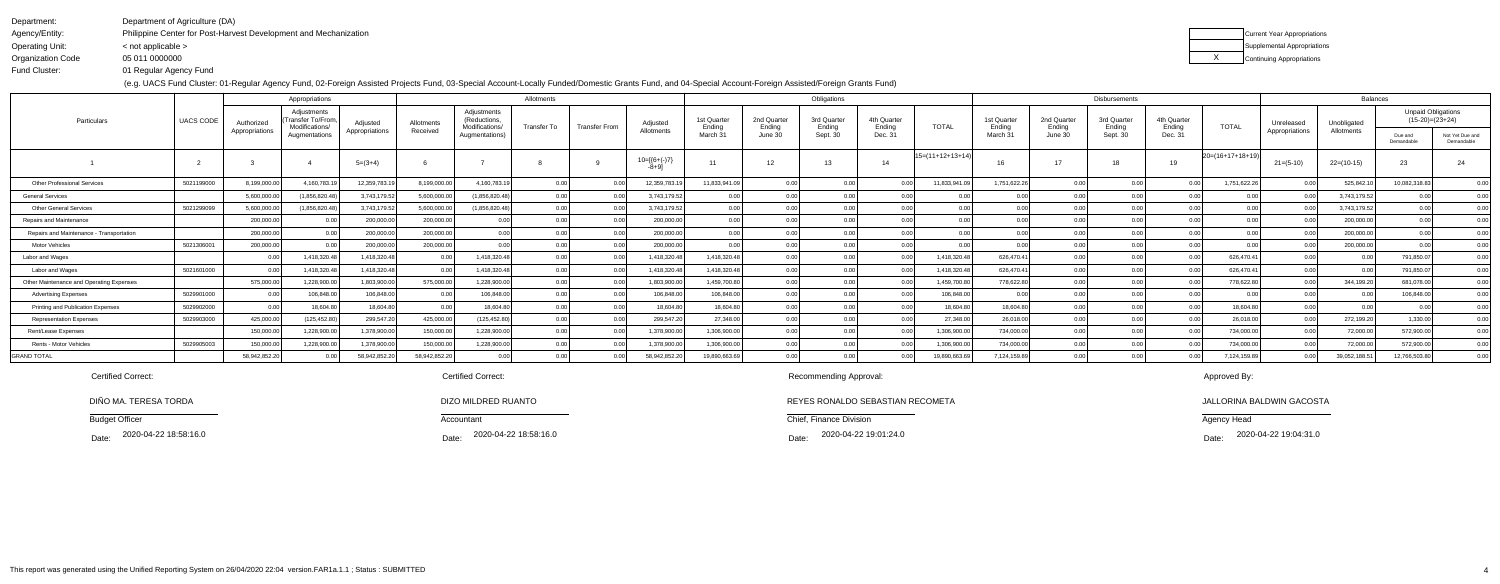Department: Department of Agriculture (DA)
Agency/Entity: Philippine Center for Post-Harvest Development and Mechanization
Operating Unit: < not applicable >
Organization Code: 05 011 0000000
Fund Cluster: 01 Regular Agency Fund

| | |
|---|---|
| | Current Year Appropriations |
| | Supplemental Appropriations |
| X | Continuing Appropriations |

(e.g. UACS Fund Cluster: 01-Regular Agency Fund, 02-Foreign Assisted Projects Fund, 03-Special Account-Locally Funded/Domestic Grants Fund, and 04-Special Account-Foreign Assisted/Foreign Grants Fund)

| Particulars | UACS CODE | Appropriations | | | Allotments | | | | | Obligations | | | | | Disbursements | | | | | Balances | | | |
|---|---|---|---|---|---|---|---|---|---|---|---|---|---|---|---|---|---|---|---|---|---|---|---|
| | | Authorized Appropriations | Adjustments (Transfer To/From, Modifications/ Augmentations) | Adjusted Appropriations | Allotments Received | Adjustments (Reductions, Modifications/ Augmentations) | Transfer To | Transfer From | Adjusted Allotments | 1st Quarter Ending March 31 | 2nd Quarter Ending June 30 | 3rd Quarter Ending Sept. 30 | 4th Quarter Ending Dec. 31 | TOTAL | 1st Quarter Ending March 31 | 2nd Quarter Ending June 30 | 3rd Quarter Ending Sept. 30 | 4th Quarter Ending Dec. 31 | TOTAL | Unreleased Appropriations | Unobligated Allotments | Unpaid Obligations (15-20)=(23+24) Due and Demandable | Unpaid Obligations (15-20)=(23+24) Not Yet Due and Demandable |
| 1 | 2 | 3 | 4 | 5=(3+4) | 6 | 7 | 8 | 9 | 10=[{6+(-)7}-8+9] | 11 | 12 | 13 | 14 | 15=(11+12+13+14) | 16 | 17 | 18 | 19 | 20=(16+17+18+19) | 21=(5-10) | 22=(10-15) | 23 | 24 |
| Other Professional Services | 5021199000 | 8,199,000.00 | 4,160,783.19 | 12,359,783.19 | 8,199,000.00 | 4,160,783.19 | 0.00 | 0.00 | 12,359,783.19 | 11,833,941.09 | 0.00 | 0.00 | 0.00 | 11,833,941.09 | 1,751,622.26 | 0.00 | 0.00 | 0.00 | 1,751,622.26 | 0.00 | 525,842.10 | 10,082,318.83 | 0.00 |
| General Services | | 5,600,000.00 | (1,856,820.48) | 3,743,179.52 | 5,600,000.00 | (1,856,820.48) | 0.00 | 0.00 | 3,743,179.52 | 0.00 | 0.00 | 0.00 | 0.00 | 0.00 | 0.00 | 0.00 | 0.00 | 0.00 | 0.00 | 0.00 | 3,743,179.52 | 0.00 | 0.00 |
| Other General Services | 5021299099 | 5,600,000.00 | (1,856,820.48) | 3,743,179.52 | 5,600,000.00 | (1,856,820.48) | 0.00 | 0.00 | 3,743,179.52 | 0.00 | 0.00 | 0.00 | 0.00 | 0.00 | 0.00 | 0.00 | 0.00 | 0.00 | 0.00 | 0.00 | 3,743,179.52 | 0.00 | 0.00 |
| Repairs and Maintenance | | 200,000.00 | 0.00 | 200,000.00 | 200,000.00 | 0.00 | 0.00 | 0.00 | 200,000.00 | 0.00 | 0.00 | 0.00 | 0.00 | 0.00 | 0.00 | 0.00 | 0.00 | 0.00 | 0.00 | 0.00 | 200,000.00 | 0.00 | 0.00 |
| Repairs and Maintenance - Transportation | | 200,000.00 | 0.00 | 200,000.00 | 200,000.00 | 0.00 | 0.00 | 0.00 | 200,000.00 | 0.00 | 0.00 | 0.00 | 0.00 | 0.00 | 0.00 | 0.00 | 0.00 | 0.00 | 0.00 | 0.00 | 200,000.00 | 0.00 | 0.00 |
| Motor Vehicles | 5021306001 | 200,000.00 | 0.00 | 200,000.00 | 200,000.00 | 0.00 | 0.00 | 0.00 | 200,000.00 | 0.00 | 0.00 | 0.00 | 0.00 | 0.00 | 0.00 | 0.00 | 0.00 | 0.00 | 0.00 | 0.00 | 200,000.00 | 0.00 | 0.00 |
| Labor and Wages | | 0.00 | 1,418,320.48 | 1,418,320.48 | 0.00 | 1,418,320.48 | 0.00 | 0.00 | 1,418,320.48 | 1,418,320.48 | 0.00 | 0.00 | 0.00 | 1,418,320.48 | 626,470.41 | 0.00 | 0.00 | 0.00 | 626,470.41 | 0.00 | 0.00 | 791,850.07 | 0.00 |
| Labor and Wages | 5021601000 | 0.00 | 1,418,320.48 | 1,418,320.48 | 0.00 | 1,418,320.48 | 0.00 | 0.00 | 1,418,320.48 | 1,418,320.48 | 0.00 | 0.00 | 0.00 | 1,418,320.48 | 626,470.41 | 0.00 | 0.00 | 0.00 | 626,470.41 | 0.00 | 0.00 | 791,850.07 | 0.00 |
| Other Maintenance and Operating Expenses | | 575,000.00 | 1,228,900.00 | 1,803,900.00 | 575,000.00 | 1,228,900.00 | 0.00 | 0.00 | 1,803,900.00 | 1,459,700.80 | 0.00 | 0.00 | 0.00 | 1,459,700.80 | 778,622.80 | 0.00 | 0.00 | 0.00 | 778,622.80 | 0.00 | 344,199.20 | 681,078.00 | 0.00 |
| Advertising Expenses | 5029901000 | 0.00 | 106,848.00 | 106,848.00 | 0.00 | 106,848.00 | 0.00 | 0.00 | 106,848.00 | 106,848.00 | 0.00 | 0.00 | 0.00 | 106,848.00 | 0.00 | 0.00 | 0.00 | 0.00 | 0.00 | 0.00 | 0.00 | 106,848.00 | 0.00 |
| Printing and Publication Expenses | 5029902000 | 0.00 | 18,604.80 | 18,604.80 | 0.00 | 18,604.80 | 0.00 | 0.00 | 18,604.80 | 18,604.80 | 0.00 | 0.00 | 0.00 | 18,604.80 | 18,604.80 | 0.00 | 0.00 | 0.00 | 18,604.80 | 0.00 | 0.00 | 0.00 | 0.00 |
| Representation Expenses | 5029903000 | 425,000.00 | (125,452.80) | 299,547.20 | 425,000.00 | (125,452.80) | 0.00 | 0.00 | 299,547.20 | 27,348.00 | 0.00 | 0.00 | 0.00 | 27,348.00 | 26,018.00 | 0.00 | 0.00 | 0.00 | 26,018.00 | 0.00 | 272,199.20 | 1,330.00 | 0.00 |
| Rent/Lease Expenses | | 150,000.00 | 1,228,900.00 | 1,378,900.00 | 150,000.00 | 1,228,900.00 | 0.00 | 0.00 | 1,378,900.00 | 1,306,900.00 | 0.00 | 0.00 | 0.00 | 1,306,900.00 | 734,000.00 | 0.00 | 0.00 | 0.00 | 734,000.00 | 0.00 | 72,000.00 | 572,900.00 | 0.00 |
| Rents - Motor Vehicles | 5029905003 | 150,000.00 | 1,228,900.00 | 1,378,900.00 | 150,000.00 | 1,228,900.00 | 0.00 | 0.00 | 1,378,900.00 | 1,306,900.00 | 0.00 | 0.00 | 0.00 | 1,306,900.00 | 734,000.00 | 0.00 | 0.00 | 0.00 | 734,000.00 | 0.00 | 72,000.00 | 572,900.00 | 0.00 |
| GRAND TOTAL | | 58,942,852.20 | 0.00 | 58,942,852.20 | 58,942,852.20 | 0.00 | 0.00 | 0.00 | 58,942,852.20 | 19,890,663.69 | 0.00 | 0.00 | 0.00 | 19,890,663.69 | 7,124,159.89 | 0.00 | 0.00 | 0.00 | 7,124,159.89 | 0.00 | 39,052,188.51 | 12,766,503.80 | 0.00 |

Certified Correct:
DIÑO MA. TERESA TORDA
Budget Officer
Date: 2020-04-22 18:58:16.0

Certified Correct:
DIZO MILDRED RUANTO
Accountant
Date: 2020-04-22 18:58:16.0

Recommending Approval:
REYES RONALDO SEBASTIAN RECOMETA
Chief, Finance Division
Date: 2020-04-22 19:01:24.0

Approved By:
JALLORINA BALDWIN GACOSTA
Agency Head
Date: 2020-04-22 19:04:31.0

This report was generated using the Unified Reporting System on 26/04/2020 22:04 version.FAR1a.1.1 ; Status : SUBMITTED